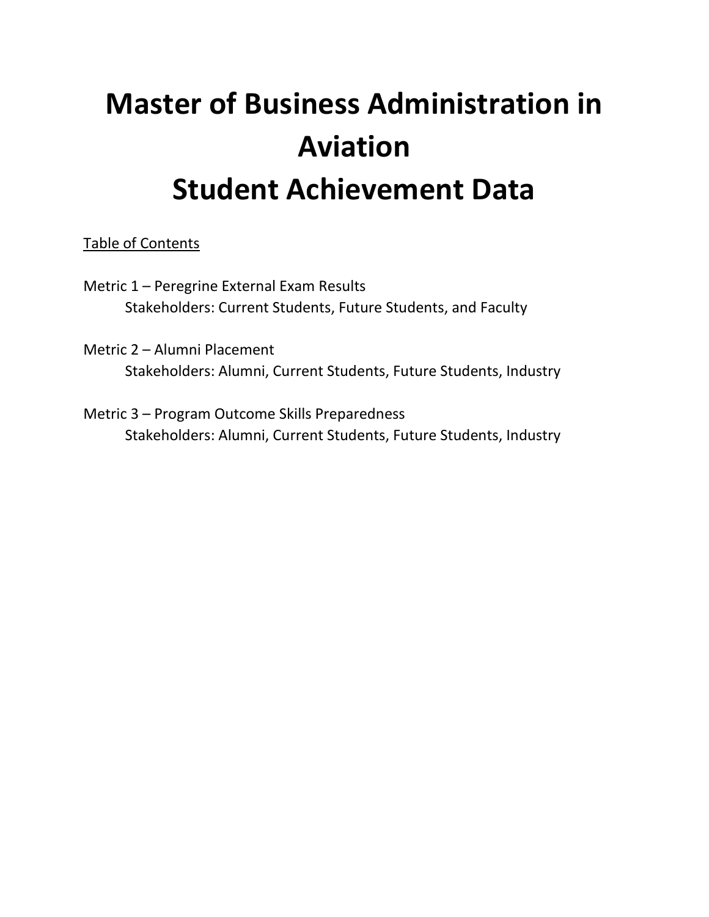# Master of Business Administration in Aviation
# Student Achievement Data

<u>Table of Contents</u>

Metric 1 – Peregrine External Exam Results
Stakeholders: Current Students, Future Students, and Faculty

Metric 2 – Alumni Placement
Stakeholders: Alumni, Current Students, Future Students, Industry

Metric 3 – Program Outcome Skills Preparedness
Stakeholders: Alumni, Current Students, Future Students, Industry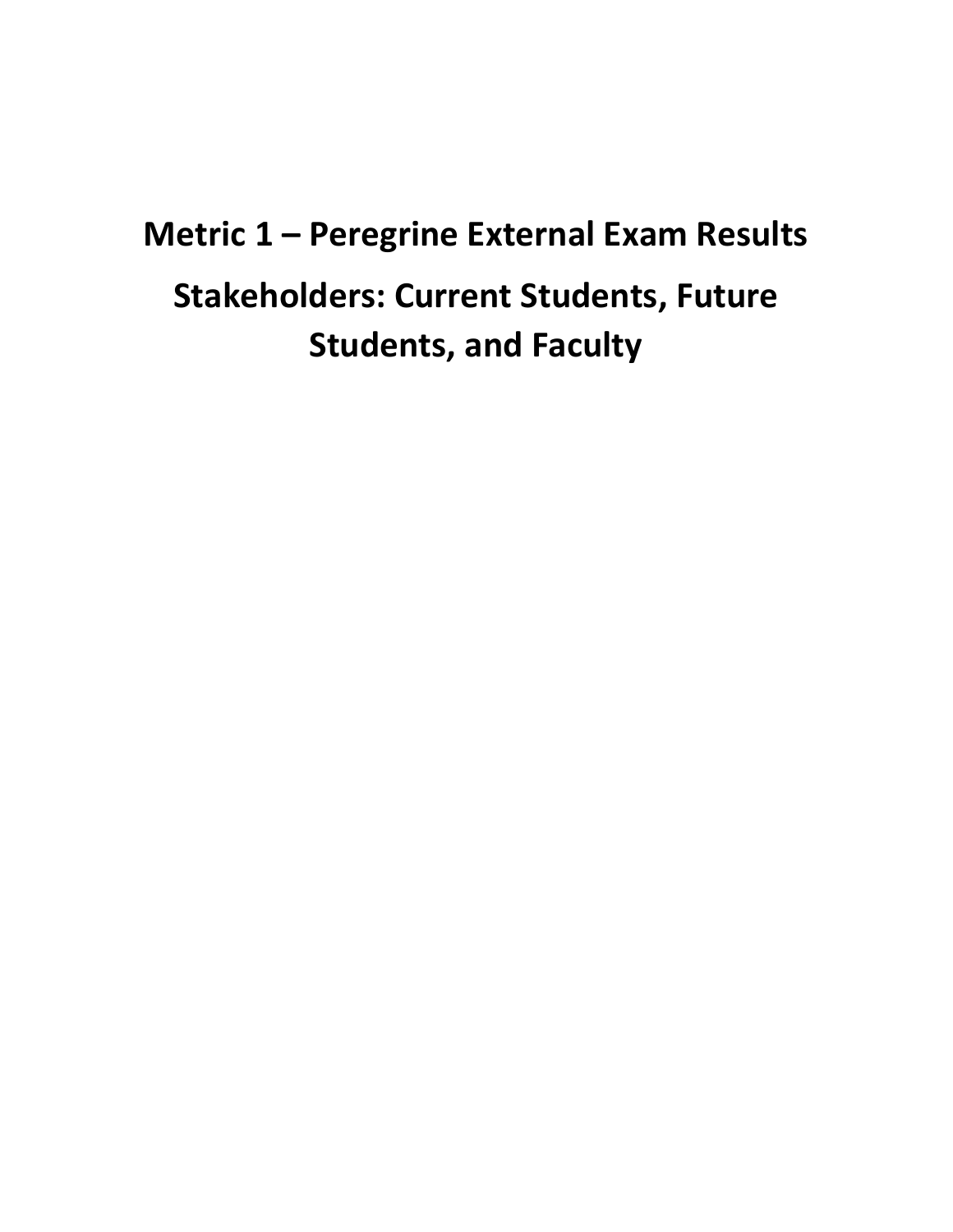# Metric 1 – Peregrine External Exam Results

## Stakeholders: Current Students, Future Students, and Faculty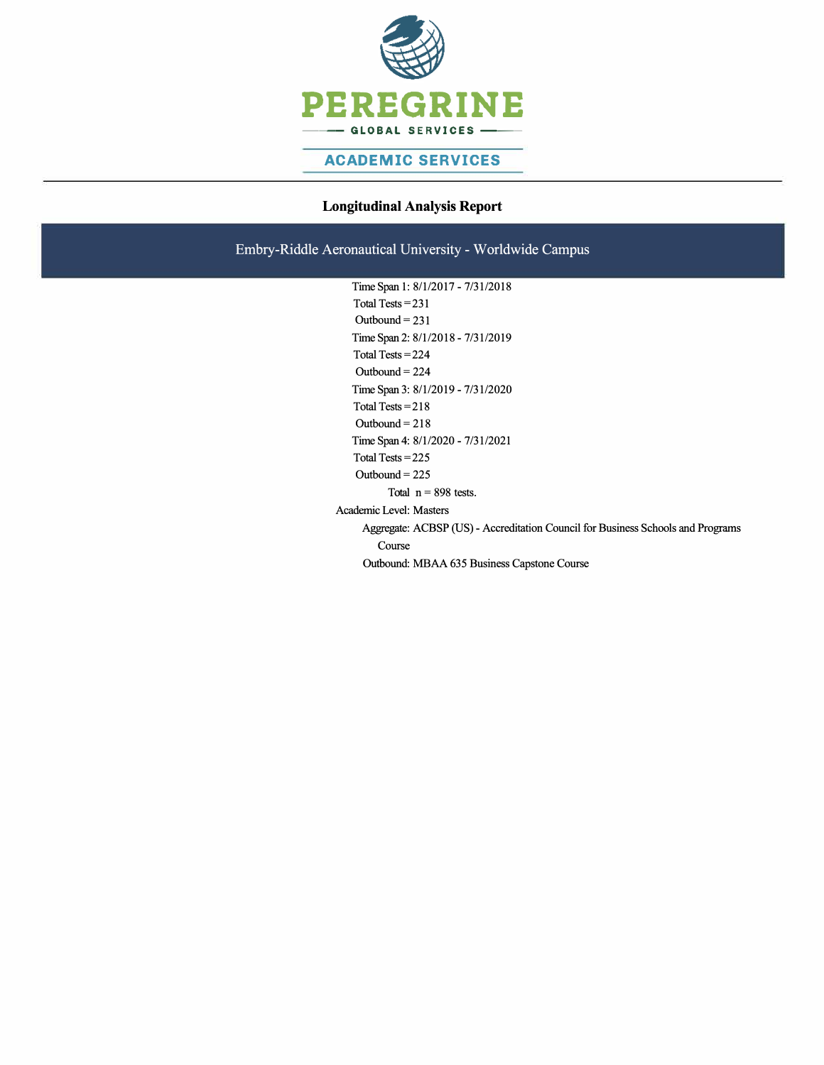PEREGRINE

GLOBAL SERVICES

ACADEMIC SERVICES

## Longitudinal Analysis Report

### Embry-Riddle Aeronautical University - Worldwide Campus

Time Span 1: 8/1/2017 - 7/31/2018

Total Tests = 231

Outbound = 231

Time Span 2: 8/1/2018 - 7/31/2019

Total Tests = 224

Outbound = 224

Time Span 3: 8/1/2019 - 7/31/2020

Total Tests = 218

Outbound = 218

Time Span 4: 8/1/2020 - 7/31/2021

Total Tests = 225

Outbound = 225

Total n = 898 tests.

Academic Level: Masters

Aggregate: ACBSP (US) - Accreditation Council for Business Schools and Programs Course

Outbound: MBAA 635 Business Capstone Course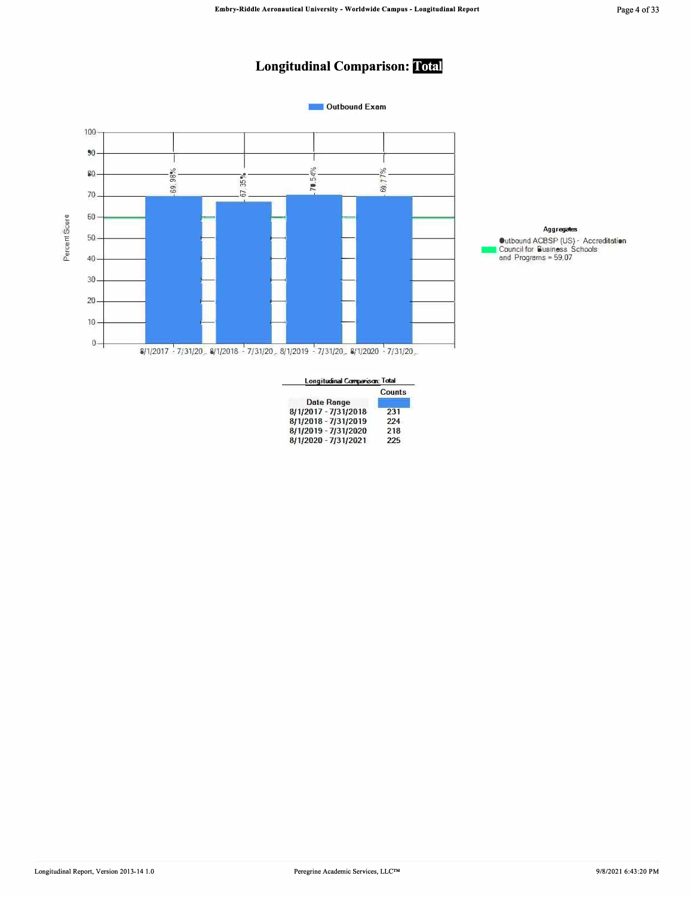# Longitudinal Comparison: Total

Outbound Exam

| Date Range | Percent Score |
|---|---|
| 8/1/2017 - 7/31/20.. | 69.98% |
| 8/1/2018 - 7/31/20.. | 67.35% |
| 8/1/2019 - 7/31/20.. | 70.54% |
| 8/1/2020 - 7/31/20.. | 69.77% |

**Aggregates**

Outbound ACBSP (US) - Accreditation Council for Business Schools and Programs = 59.07

**Longitudinal Comparison: Total**

| Date Range | Counts |
|---|---|
| 8/1/2017 - 7/31/2018 | 231 |
| 8/1/2018 - 7/31/2019 | 224 |
| 8/1/2019 - 7/31/2020 | 218 |
| 8/1/2020 - 7/31/2021 | 225 |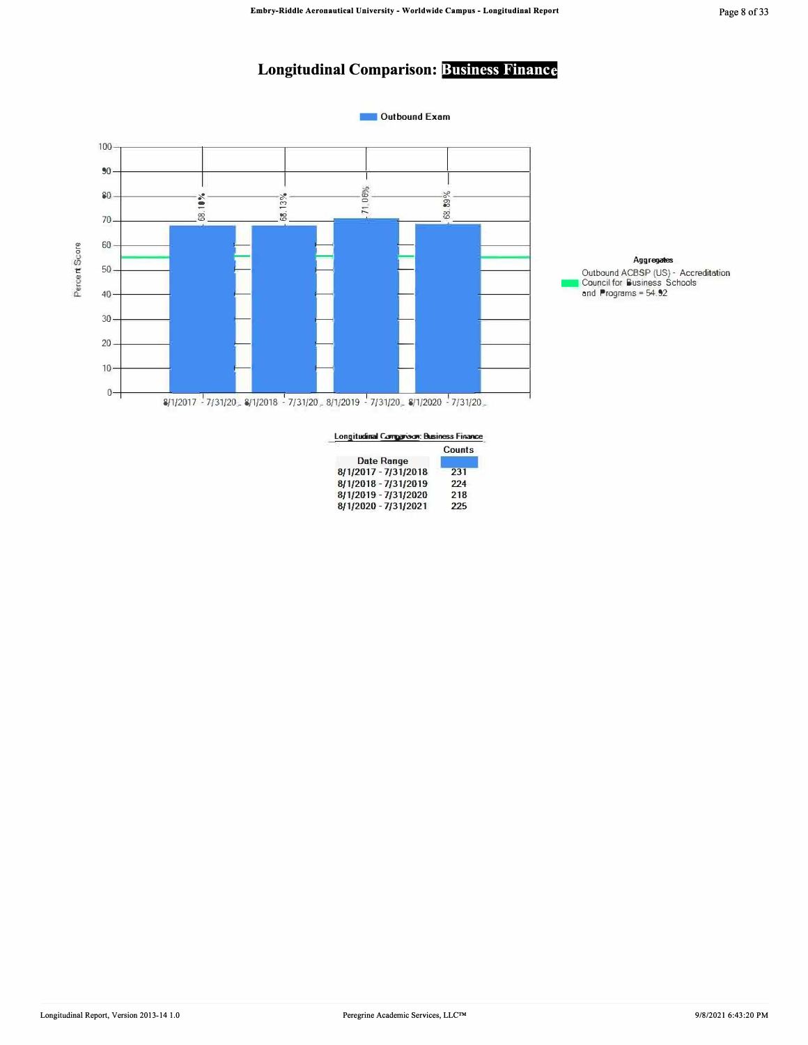# Longitudinal Comparison: Business Finance

Outbound Exam

| Date Range | Percent Score |
|---|---|
| 8/1/2017 - 7/31/20… | 68.10% |
| 8/1/2018 - 7/31/20… | 68.13% |
| 8/1/2019 - 7/31/20… | 71.06% |
| 8/1/2020 - 7/31/20… | 68.89% |

**Aggregates**

Outbound ACBSP (US) - Accreditation Council for Business Schools and Programs = 54.92

**Longitudinal Comparison: Business Finance**

| Date Range | Counts |
|---|---|
| 8/1/2017 - 7/31/2018 | 231 |
| 8/1/2018 - 7/31/2019 | 224 |
| 8/1/2019 - 7/31/2020 | 218 |
| 8/1/2020 - 7/31/2021 | 225 |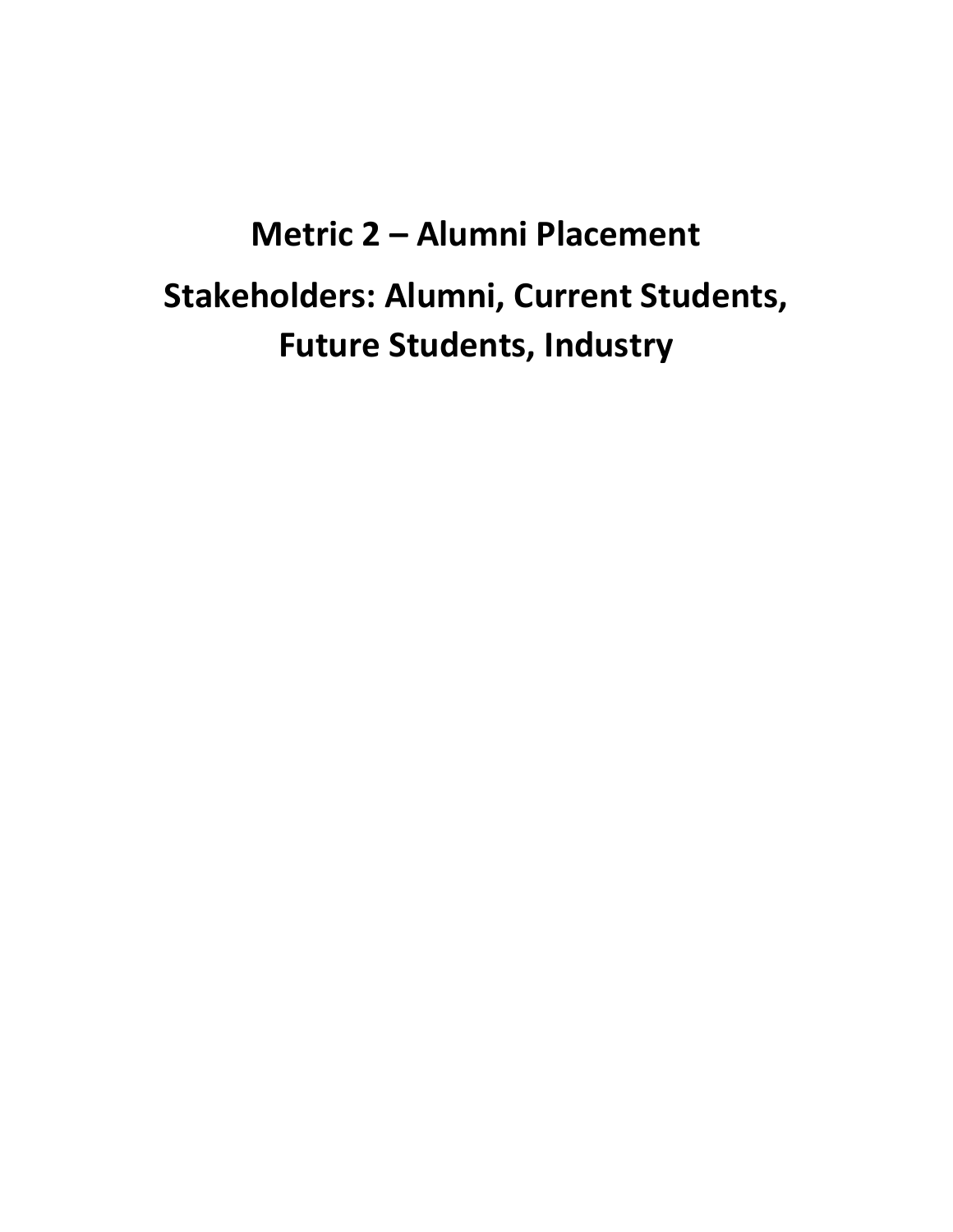# Metric 2 – Alumni Placement

# Stakeholders: Alumni, Current Students, Future Students, Industry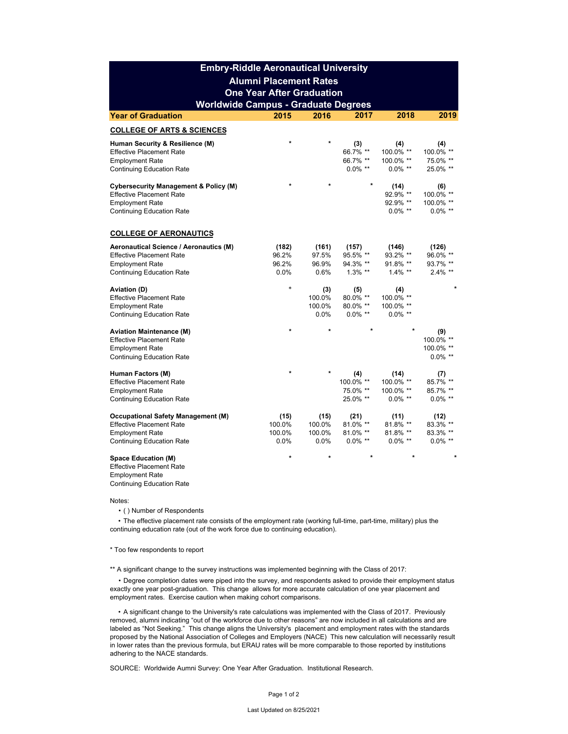# Embry-Riddle Aeronautical University
## Alumni Placement Rates
## One Year After Graduation
## Worldwide Campus - Graduate Degrees

| Year of Graduation | 2015 | 2016 | 2017 | 2018 | 2019 |
|---|---|---|---|---|---|
| **COLLEGE OF ARTS & SCIENCES** | | | | | |
| **Human Security & Resilience (M)** | * | * | **(3)** | **(4)** | **(4)** |
| Effective Placement Rate | | | 66.7% ** | 100.0% ** | 100.0% ** |
| Employment Rate | | | 66.7% ** | 100.0% ** | 75.0% ** |
| Continuing Education Rate | | | 0.0% ** | 0.0% ** | 25.0% ** |
| **Cybersecurity Management & Policy (M)** | * | * | * | **(14)** | **(6)** |
| Effective Placement Rate | | | | 92.9% ** | 100.0% ** |
| Employment Rate | | | | 92.9% ** | 100.0% ** |
| Continuing Education Rate | | | | 0.0% ** | 0.0% ** |
| **COLLEGE OF AERONAUTICS** | | | | | |
| **Aeronautical Science / Aeronautics (M)** | **(182)** | **(161)** | **(157)** | **(146)** | **(126)** |
| Effective Placement Rate | 96.2% | 97.5% | 95.5% ** | 93.2% ** | 96.0% ** |
| Employment Rate | 96.2% | 96.9% | 94.3% ** | 91.8% ** | 93.7% ** |
| Continuing Education Rate | 0.0% | 0.6% | 1.3% ** | 1.4% ** | 2.4% ** |
| **Aviation (D)** | * | **(3)** | **(5)** | **(4)** | * |
| Effective Placement Rate | | 100.0% | 80.0% ** | 100.0% ** | |
| Employment Rate | | 100.0% | 80.0% ** | 100.0% ** | |
| Continuing Education Rate | | 0.0% | 0.0% ** | 0.0% ** | |
| **Aviation Maintenance (M)** | * | * | * | * | **(9)** |
| Effective Placement Rate | | | | | 100.0% ** |
| Employment Rate | | | | | 100.0% ** |
| Continuing Education Rate | | | | | 0.0% ** |
| **Human Factors (M)** | * | * | **(4)** | **(14)** | **(7)** |
| Effective Placement Rate | | | 100.0% ** | 100.0% ** | 85.7% ** |
| Employment Rate | | | 75.0% ** | 100.0% ** | 85.7% ** |
| Continuing Education Rate | | | 25.0% ** | 0.0% ** | 0.0% ** |
| **Occupational Safety Management (M)** | **(15)** | **(15)** | **(21)** | **(11)** | **(12)** |
| Effective Placement Rate | 100.0% | 100.0% | 81.0% ** | 81.8% ** | 83.3% ** |
| Employment Rate | 100.0% | 100.0% | 81.0% ** | 81.8% ** | 83.3% ** |
| Continuing Education Rate | 0.0% | 0.0% | 0.0% ** | 0.0% ** | 0.0% ** |
| **Space Education (M)** | * | * | * | * | * |
| Effective Placement Rate | | | | | |
| Employment Rate | | | | | |
| Continuing Education Rate | | | | | |

Notes:

- ( ) Number of Respondents
- The effective placement rate consists of the employment rate (working full-time, part-time, military) plus the continuing education rate (out of the work force due to continuing education).

* Too few respondents to report

** A significant change to the survey instructions was implemented beginning with the Class of 2017:

- Degree completion dates were piped into the survey, and respondents asked to provide their employment status exactly one year post-graduation. This change allows for more accurate calculation of one year placement and employment rates. Exercise caution when making cohort comparisons.

- A significant change to the University's rate calculations was implemented with the Class of 2017. Previously removed, alumni indicating "out of the workforce due to other reasons" are now included in all calculations and are labeled as "Not Seeking." This change aligns the University's placement and employment rates with the standards proposed by the National Association of Colleges and Employers (NACE) This new calculation will necessarily result in lower rates than the previous formula, but ERAU rates will be more comparable to those reported by institutions adhering to the NACE standards.

SOURCE: Worldwide Aumni Survey: One Year After Graduation. Institutional Research.

Last Updated on 8/25/2021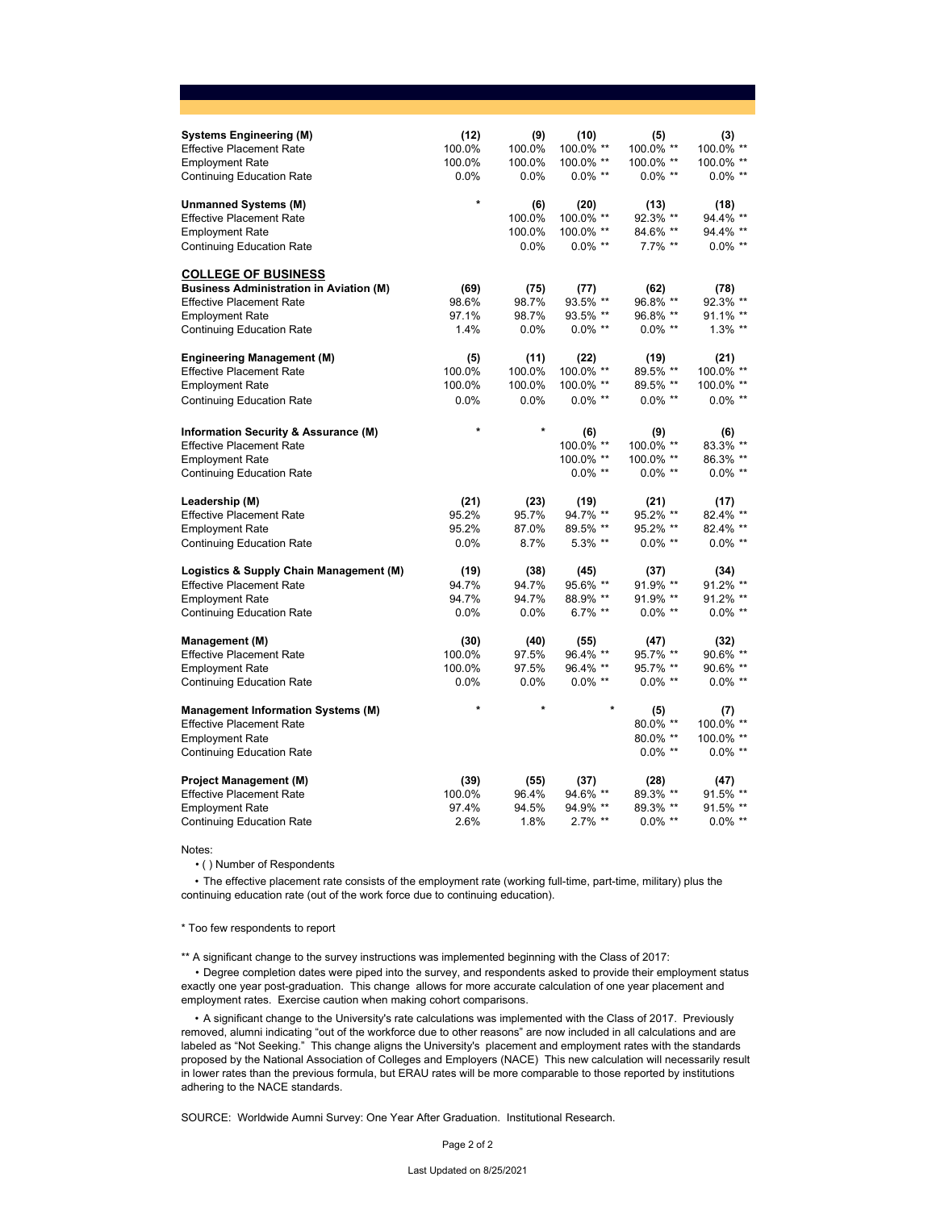| | | | | | |
|---|---|---|---|---|---|
| **Systems Engineering (M)** | **(12)** | **(9)** | **(10)** | **(5)** | **(3)** |
| Effective Placement Rate | 100.0% | 100.0% | 100.0% ** | 100.0% ** | 100.0% ** |
| Employment Rate | 100.0% | 100.0% | 100.0% ** | 100.0% ** | 100.0% ** |
| Continuing Education Rate | 0.0% | 0.0% | 0.0% ** | 0.0% ** | 0.0% ** |
| | | | | | |
| **Unmanned Systems (M)** | * | **(6)** | **(20)** | **(13)** | **(18)** |
| Effective Placement Rate | | 100.0% | 100.0% ** | 92.3% ** | 94.4% ** |
| Employment Rate | | 100.0% | 100.0% ** | 84.6% ** | 94.4% ** |
| Continuing Education Rate | | 0.0% | 0.0% ** | 7.7% ** | 0.0% ** |
| | | | | | |
| **<u>COLLEGE OF BUSINESS</u>** | | | | | |
| **Business Administration in Aviation (M)** | **(69)** | **(75)** | **(77)** | **(62)** | **(78)** |
| Effective Placement Rate | 98.6% | 98.7% | 93.5% ** | 96.8% ** | 92.3% ** |
| Employment Rate | 97.1% | 98.7% | 93.5% ** | 96.8% ** | 91.1% ** |
| Continuing Education Rate | 1.4% | 0.0% | 0.0% ** | 0.0% ** | 1.3% ** |
| | | | | | |
| **Engineering Management (M)** | **(5)** | **(11)** | **(22)** | **(19)** | **(21)** |
| Effective Placement Rate | 100.0% | 100.0% | 100.0% ** | 89.5% ** | 100.0% ** |
| Employment Rate | 100.0% | 100.0% | 100.0% ** | 89.5% ** | 100.0% ** |
| Continuing Education Rate | 0.0% | 0.0% | 0.0% ** | 0.0% ** | 0.0% ** |
| | | | | | |
| **Information Security & Assurance (M)** | * | * | **(6)** | **(9)** | **(6)** |
| Effective Placement Rate | | | 100.0% ** | 100.0% ** | 83.3% ** |
| Employment Rate | | | 100.0% ** | 100.0% ** | 86.3% ** |
| Continuing Education Rate | | | 0.0% ** | 0.0% ** | 0.0% ** |
| | | | | | |
| **Leadership (M)** | **(21)** | **(23)** | **(19)** | **(21)** | **(17)** |
| Effective Placement Rate | 95.2% | 95.7% | 94.7% ** | 95.2% ** | 82.4% ** |
| Employment Rate | 95.2% | 87.0% | 89.5% ** | 95.2% ** | 82.4% ** |
| Continuing Education Rate | 0.0% | 8.7% | 5.3% ** | 0.0% ** | 0.0% ** |
| | | | | | |
| **Logistics & Supply Chain Management (M)** | **(19)** | **(38)** | **(45)** | **(37)** | **(34)** |
| Effective Placement Rate | 94.7% | 94.7% | 95.6% ** | 91.9% ** | 91.2% ** |
| Employment Rate | 94.7% | 94.7% | 88.9% ** | 91.9% ** | 91.2% ** |
| Continuing Education Rate | 0.0% | 0.0% | 6.7% ** | 0.0% ** | 0.0% ** |
| | | | | | |
| **Management (M)** | **(30)** | **(40)** | **(55)** | **(47)** | **(32)** |
| Effective Placement Rate | 100.0% | 97.5% | 96.4% ** | 95.7% ** | 90.6% ** |
| Employment Rate | 100.0% | 97.5% | 96.4% ** | 95.7% ** | 90.6% ** |
| Continuing Education Rate | 0.0% | 0.0% | 0.0% ** | 0.0% ** | 0.0% ** |
| | | | | | |
| **Management Information Systems (M)** | * | * | * | **(5)** | **(7)** |
| Effective Placement Rate | | | | 80.0% ** | 100.0% ** |
| Employment Rate | | | | 80.0% ** | 100.0% ** |
| Continuing Education Rate | | | | 0.0% ** | 0.0% ** |
| | | | | | |
| **Project Management (M)** | **(39)** | **(55)** | **(37)** | **(28)** | **(47)** |
| Effective Placement Rate | 100.0% | 96.4% | 94.6% ** | 89.3% ** | 91.5% ** |
| Employment Rate | 97.4% | 94.5% | 94.9% ** | 89.3% ** | 91.5% ** |
| Continuing Education Rate | 2.6% | 1.8% | 2.7% ** | 0.0% ** | 0.0% ** |

Notes:

- ( ) Number of Respondents
- The effective placement rate consists of the employment rate (working full-time, part-time, military) plus the continuing education rate (out of the work force due to continuing education).

\* Too few respondents to report

** A significant change to the survey instructions was implemented beginning with the Class of 2017:

- Degree completion dates were piped into the survey, and respondents asked to provide their employment status exactly one year post-graduation. This change allows for more accurate calculation of one year placement and employment rates. Exercise caution when making cohort comparisons.
- A significant change to the University's rate calculations was implemented with the Class of 2017. Previously removed, alumni indicating "out of the workforce due to other reasons" are now included in all calculations and are labeled as "Not Seeking." This change aligns the University's placement and employment rates with the standards proposed by the National Association of Colleges and Employers (NACE) This new calculation will necessarily result in lower rates than the previous formula, but ERAU rates will be more comparable to those reported by institutions adhering to the NACE standards.

SOURCE: Worldwide Aumni Survey: One Year After Graduation. Institutional Research.

Last Updated on 8/25/2021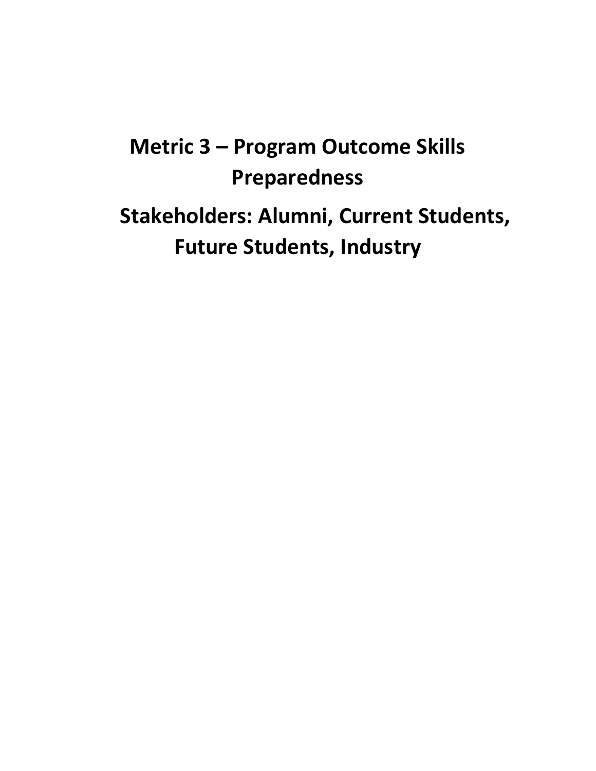# Metric 3 – Program Outcome Skills Preparedness

## Stakeholders: Alumni, Current Students, Future Students, Industry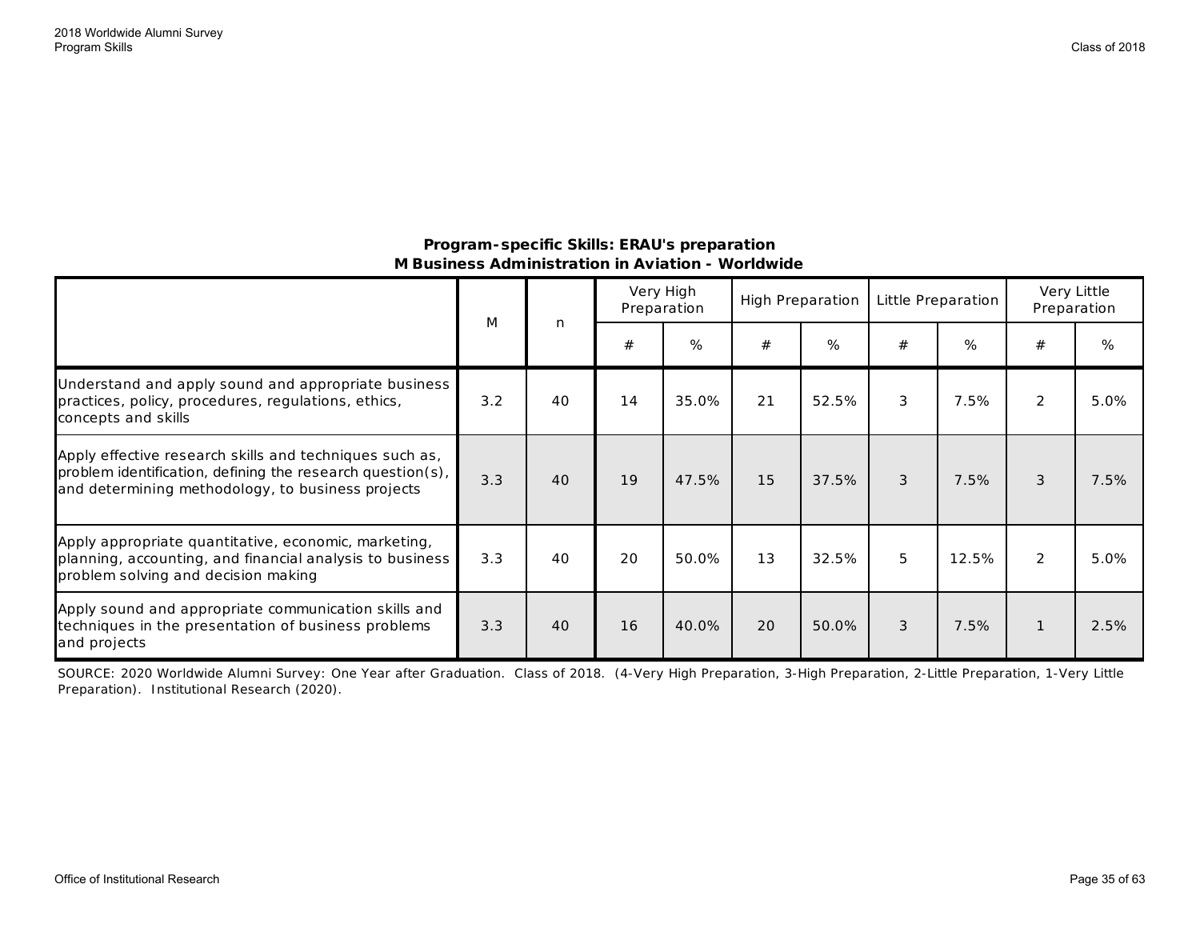**Program-specific Skills: ERAU's preparation**
**M Business Administration in Aviation - Worldwide**

| | M | n | Very High Preparation | | High Preparation | | Little Preparation | | Very Little Preparation | |
|---|---|---|---|---|---|---|---|---|---|---|
| | | | # | % | # | % | # | % | # | % |
| Understand and apply sound and appropriate business practices, policy, procedures, regulations, ethics, concepts and skills | 3.2 | 40 | 14 | 35.0% | 21 | 52.5% | 3 | 7.5% | 2 | 5.0% |
| Apply effective research skills and techniques such as, problem identification, defining the research question(s), and determining methodology, to business projects | 3.3 | 40 | 19 | 47.5% | 15 | 37.5% | 3 | 7.5% | 3 | 7.5% |
| Apply appropriate quantitative, economic, marketing, planning, accounting, and financial analysis to business problem solving and decision making | 3.3 | 40 | 20 | 50.0% | 13 | 32.5% | 5 | 12.5% | 2 | 5.0% |
| Apply sound and appropriate communication skills and techniques in the presentation of business problems and projects | 3.3 | 40 | 16 | 40.0% | 20 | 50.0% | 3 | 7.5% | 1 | 2.5% |

SOURCE: 2020 Worldwide Alumni Survey: One Year after Graduation. Class of 2018. (4-Very High Preparation, 3-High Preparation, 2-Little Preparation, 1-Very Little Preparation). Institutional Research (2020).